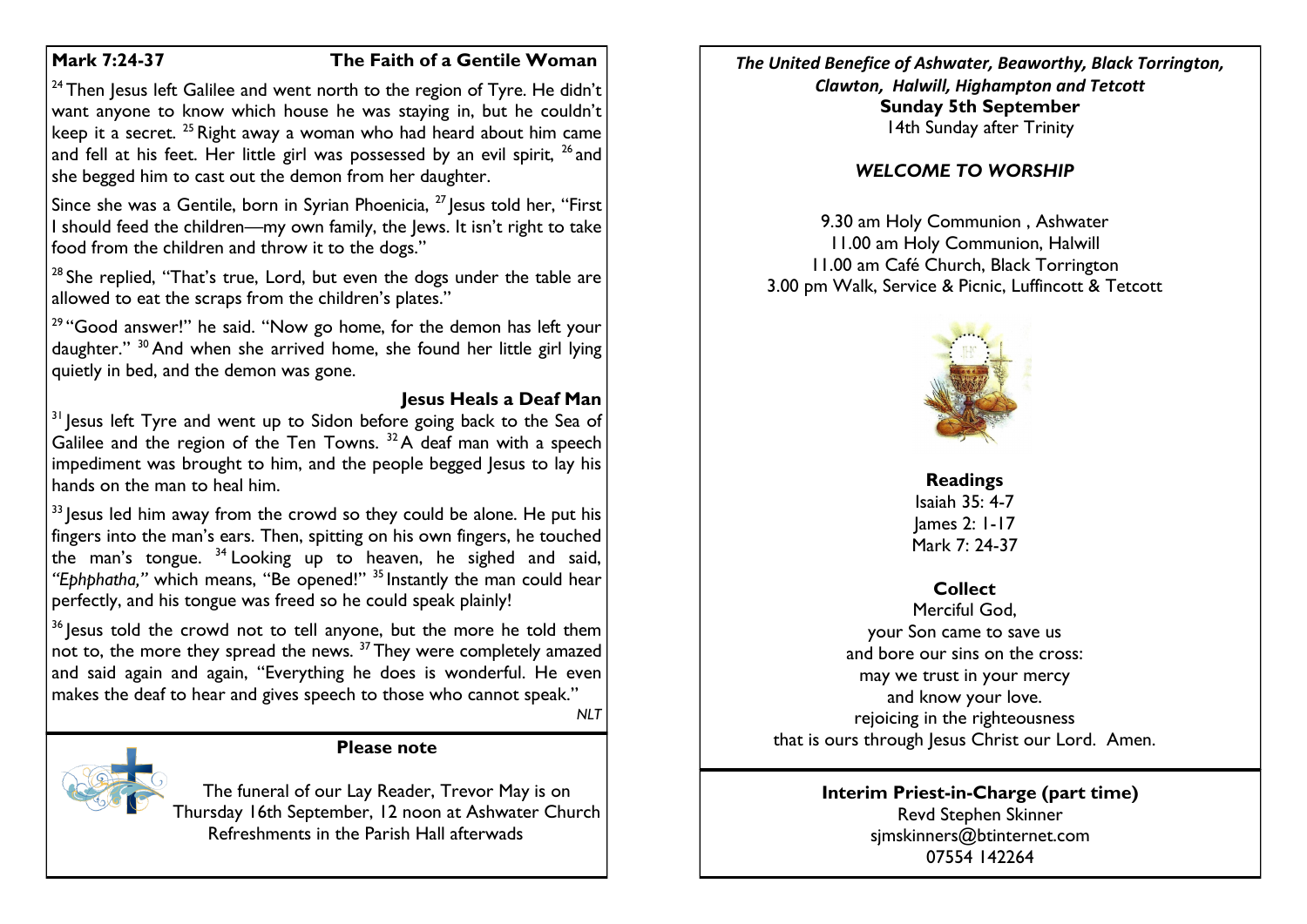## Mark 7:24-37 — The Faith of a Gentile Woman

[24] Then Jesus left Galilee and went north to the region of Tyre. He didn't want anyone to know which house he was staying in, but he couldn't keep it a secret. [25] Right away a woman who had heard about him came and fell at his feet. Her little girl was possessed by an evil spirit, [26] and she begged him to cast out the demon from her daughter.

Since she was a Gentile, born in Syrian Phoenicia, [27] Jesus told her, "First I should feed the children—my own family, the Jews. It isn't right to take food from the children and throw it to the dogs."

[28] She replied, "That's true, Lord, but even the dogs under the table are allowed to eat the scraps from the children's plates."

[29] "Good answer!" he said. "Now go home, for the demon has left your daughter." [30] And when she arrived home, she found her little girl lying quietly in bed, and the demon was gone.

### Jesus Heals a Deaf Man

[31] Jesus left Tyre and went up to Sidon before going back to the Sea of Galilee and the region of the Ten Towns. [32] A deaf man with a speech impediment was brought to him, and the people begged Jesus to lay his hands on the man to heal him.

[33] Jesus led him away from the crowd so they could be alone. He put his fingers into the man's ears. Then, spitting on his own fingers, he touched the man's tongue. [34] Looking up to heaven, he sighed and said, *"Ephphatha,"* which means, "Be opened!" [35] Instantly the man could hear perfectly, and his tongue was freed so he could speak plainly!

[36] Jesus told the crowd not to tell anyone, but the more he told them not to, the more they spread the news. [37] They were completely amazed and said again and again, "Everything he does is wonderful. He even makes the deaf to hear and gives speech to those who cannot speak."

*NLT*

### Please note

The funeral of our Lay Reader, Trevor May is on Thursday 16th September, 12 noon at Ashwater Church
Refreshments in the Parish Hall afterwads

***The United Benefice of Ashwater, Beaworthy, Black Torrington, Clawton, Halwill, Highampton and Tetcott***

**Sunday 5th September**
14th Sunday after Trinity

## *WELCOME TO WORSHIP*

9.30 am Holy Communion , Ashwater
11.00 am Holy Communion, Halwill
11.00 am Café Church, Black Torrington
3.00 pm Walk, Service & Picnic, Luffincott & Tetcott

### Readings

Isaiah 35: 4-7
James 2: 1-17
Mark 7: 24-37

### Collect

Merciful God,
your Son came to save us
and bore our sins on the cross:
may we trust in your mercy
and know your love.
rejoicing in the righteousness
that is ours through Jesus Christ our Lord. Amen.

### Interim Priest-in-Charge (part time)

Revd Stephen Skinner
sjmskinners@btinternet.com
07554 142264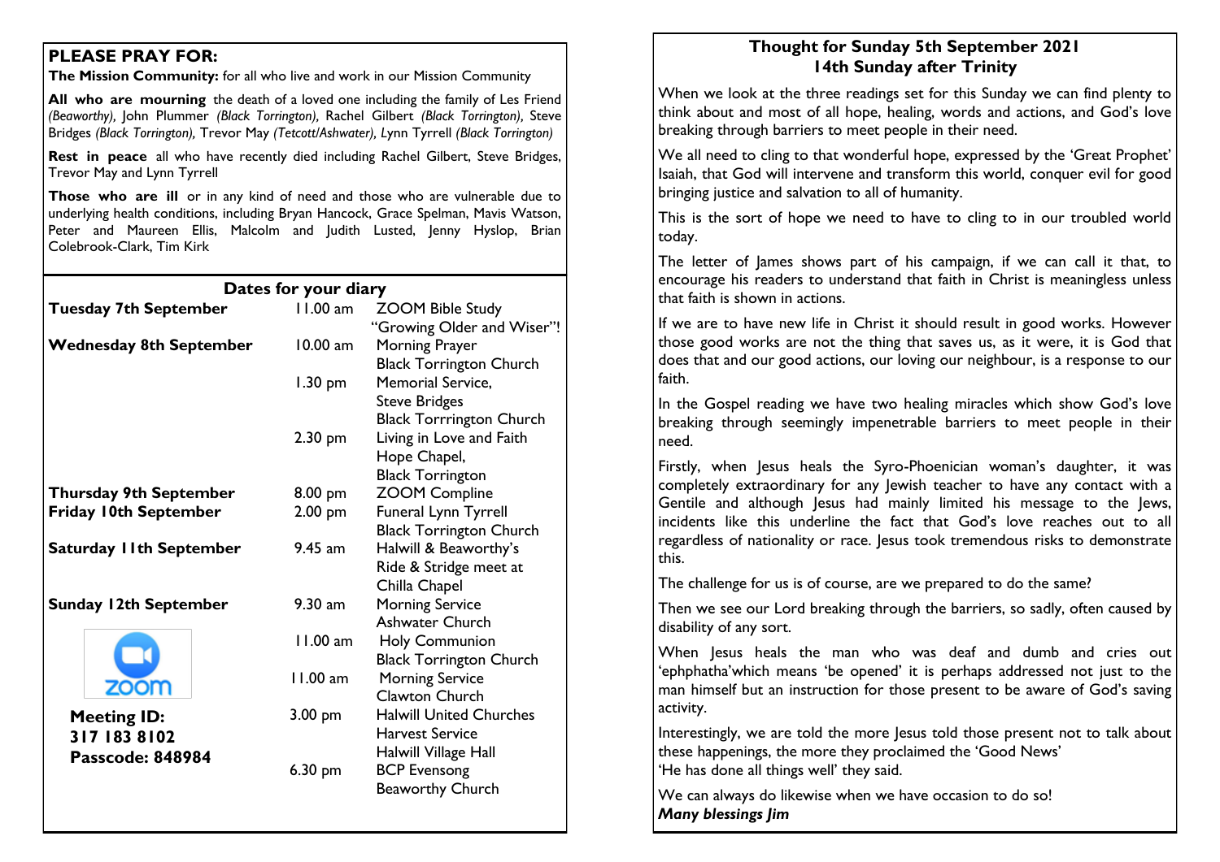## PLEASE PRAY FOR:

**The Mission Community:** for all who live and work in our Mission Community

**All who are mourning** the death of a loved one including the family of Les Friend *(Beaworthy)*, John Plummer *(Black Torrington)*, Rachel Gilbert *(Black Torrington)*, Steve Bridges *(Black Torrington)*, Trevor May *(Tetcott/Ashwater)*, Lynn Tyrrell *(Black Torrington)*

**Rest in peace** all who have recently died including Rachel Gilbert, Steve Bridges, Trevor May and Lynn Tyrrell

**Those who are ill** or in any kind of need and those who are vulnerable due to underlying health conditions, including Bryan Hancock, Grace Spelman, Mavis Watson, Peter and Maureen Ellis, Malcolm and Judith Lusted, Jenny Hyslop, Brian Colebrook-Clark, Tim Kirk

## Dates for your diary

| | | |
|---|---|---|
| **Tuesday 7th September** | 11.00 am | ZOOM Bible Study "Growing Older and Wiser"! |
| **Wednesday 8th September** | 10.00 am | Morning Prayer Black Torrington Church |
| | 1.30 pm | Memorial Service, Steve Bridges Black Torrrington Church |
| | 2.30 pm | Living in Love and Faith Hope Chapel, Black Torrington |
| **Thursday 9th September** | 8.00 pm | ZOOM Compline |
| **Friday 10th September** | 2.00 pm | Funeral Lynn Tyrrell Black Torrington Church |
| **Saturday 11th September** | 9.45 am | Halwill & Beaworthy's Ride & Stridge meet at Chilla Chapel |
| **Sunday 12th September** | 9.30 am | Morning Service Ashwater Church |
| | 11.00 am | Holy Communion Black Torrington Church |
| | 11.00 am | Morning Service Clawton Church |
| | 3.00 pm | Halwill United Churches Harvest Service Halwill Village Hall |
| | 6.30 pm | BCP Evensong Beaworthy Church |

zoom

**Meeting ID: 317 183 8102**
**Passcode: 848984**

## Thought for Sunday 5th September 2021
## 14th Sunday after Trinity

When we look at the three readings set for this Sunday we can find plenty to think about and most of all hope, healing, words and actions, and God's love breaking through barriers to meet people in their need.

We all need to cling to that wonderful hope, expressed by the 'Great Prophet' Isaiah, that God will intervene and transform this world, conquer evil for good bringing justice and salvation to all of humanity.

This is the sort of hope we need to have to cling to in our troubled world today.

The letter of James shows part of his campaign, if we can call it that, to encourage his readers to understand that faith in Christ is meaningless unless that faith is shown in actions.

If we are to have new life in Christ it should result in good works. However those good works are not the thing that saves us, as it were, it is God that does that and our good actions, our loving our neighbour, is a response to our faith.

In the Gospel reading we have two healing miracles which show God's love breaking through seemingly impenetrable barriers to meet people in their need.

Firstly, when Jesus heals the Syro-Phoenician woman's daughter, it was completely extraordinary for any Jewish teacher to have any contact with a Gentile and although Jesus had mainly limited his message to the Jews, incidents like this underline the fact that God's love reaches out to all regardless of nationality or race. Jesus took tremendous risks to demonstrate this.

The challenge for us is of course, are we prepared to do the same?

Then we see our Lord breaking through the barriers, so sadly, often caused by disability of any sort.

When Jesus heals the man who was deaf and dumb and cries out 'ephphatha'which means 'be opened' it is perhaps addressed not just to the man himself but an instruction for those present to be aware of God's saving activity.

Interestingly, we are told the more Jesus told those present not to talk about these happenings, the more they proclaimed the 'Good News'
'He has done all things well' they said.

We can always do likewise when we have occasion to do so!
***Many blessings Jim***